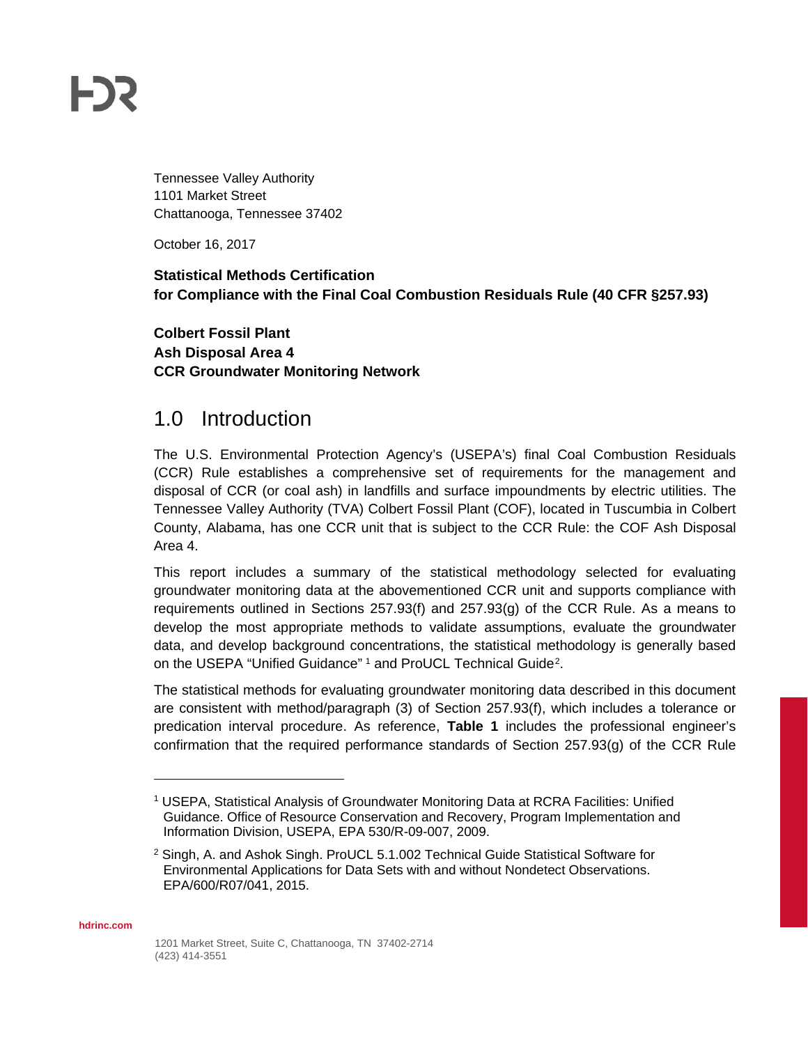Tennessee Valley Authority
1101 Market Street
Chattanooga, Tennessee 37402

October 16, 2017

**Statistical Methods Certification**
**for Compliance with the Final Coal Combustion Residuals Rule (40 CFR §257.93)**

**Colbert Fossil Plant**
**Ash Disposal Area 4**
**CCR Groundwater Monitoring Network**

# 1.0 Introduction

The U.S. Environmental Protection Agency's (USEPA's) final Coal Combustion Residuals (CCR) Rule establishes a comprehensive set of requirements for the management and disposal of CCR (or coal ash) in landfills and surface impoundments by electric utilities. The Tennessee Valley Authority (TVA) Colbert Fossil Plant (COF), located in Tuscumbia in Colbert County, Alabama, has one CCR unit that is subject to the CCR Rule: the COF Ash Disposal Area 4.

This report includes a summary of the statistical methodology selected for evaluating groundwater monitoring data at the abovementioned CCR unit and supports compliance with requirements outlined in Sections 257.93(f) and 257.93(g) of the CCR Rule. As a means to develop the most appropriate methods to validate assumptions, evaluate the groundwater data, and develop background concentrations, the statistical methodology is generally based on the USEPA "Unified Guidance" [1] and ProUCL Technical Guide[2].

The statistical methods for evaluating groundwater monitoring data described in this document are consistent with method/paragraph (3) of Section 257.93(f), which includes a tolerance or predication interval procedure. As reference, **Table 1** includes the professional engineer's confirmation that the required performance standards of Section 257.93(g) of the CCR Rule

---

[1] USEPA, Statistical Analysis of Groundwater Monitoring Data at RCRA Facilities: Unified Guidance. Office of Resource Conservation and Recovery, Program Implementation and Information Division, USEPA, EPA 530/R-09-007, 2009.

[2] Singh, A. and Ashok Singh. ProUCL 5.1.002 Technical Guide Statistical Software for Environmental Applications for Data Sets with and without Nondetect Observations. EPA/600/R07/041, 2015.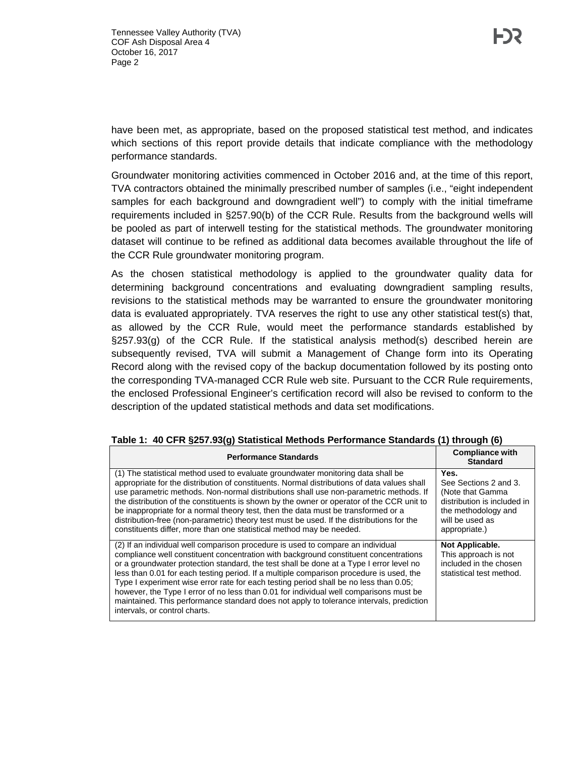have been met, as appropriate, based on the proposed statistical test method, and indicates which sections of this report provide details that indicate compliance with the methodology performance standards.

Groundwater monitoring activities commenced in October 2016 and, at the time of this report, TVA contractors obtained the minimally prescribed number of samples (i.e., "eight independent samples for each background and downgradient well") to comply with the initial timeframe requirements included in §257.90(b) of the CCR Rule. Results from the background wells will be pooled as part of interwell testing for the statistical methods. The groundwater monitoring dataset will continue to be refined as additional data becomes available throughout the life of the CCR Rule groundwater monitoring program.

As the chosen statistical methodology is applied to the groundwater quality data for determining background concentrations and evaluating downgradient sampling results, revisions to the statistical methods may be warranted to ensure the groundwater monitoring data is evaluated appropriately. TVA reserves the right to use any other statistical test(s) that, as allowed by the CCR Rule, would meet the performance standards established by §257.93(g) of the CCR Rule. If the statistical analysis method(s) described herein are subsequently revised, TVA will submit a Management of Change form into its Operating Record along with the revised copy of the backup documentation followed by its posting onto the corresponding TVA-managed CCR Rule web site. Pursuant to the CCR Rule requirements, the enclosed Professional Engineer's certification record will also be revised to conform to the description of the updated statistical methods and data set modifications.

**Table 1: 40 CFR §257.93(g) Statistical Methods Performance Standards (1) through (6)**

| Performance Standards | Compliance with Standard |
|---|---|
| (1) The statistical method used to evaluate groundwater monitoring data shall be appropriate for the distribution of constituents. Normal distributions of data values shall use parametric methods. Non-normal distributions shall use non-parametric methods. If the distribution of the constituents is shown by the owner or operator of the CCR unit to be inappropriate for a normal theory test, then the data must be transformed or a distribution-free (non-parametric) theory test must be used. If the distributions for the constituents differ, more than one statistical method may be needed. | **Yes.** See Sections 2 and 3. (Note that Gamma distribution is included in the methodology and will be used as appropriate.) |
| (2) If an individual well comparison procedure is used to compare an individual compliance well constituent concentration with background constituent concentrations or a groundwater protection standard, the test shall be done at a Type I error level no less than 0.01 for each testing period. If a multiple comparison procedure is used, the Type I experiment wise error rate for each testing period shall be no less than 0.05; however, the Type I error of no less than 0.01 for individual well comparisons must be maintained. This performance standard does not apply to tolerance intervals, prediction intervals, or control charts. | **Not Applicable.** This approach is not included in the chosen statistical test method. |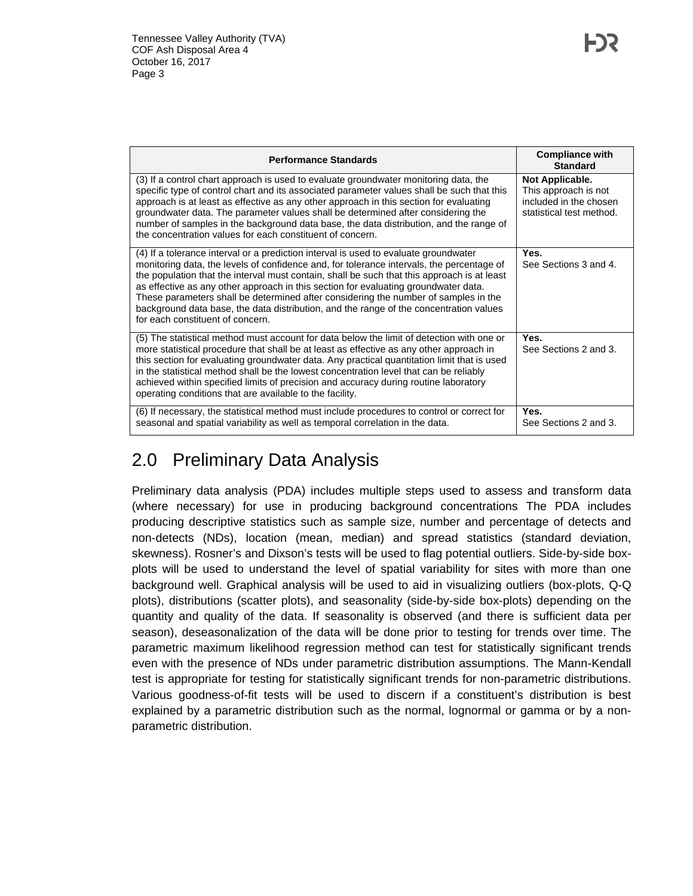| Performance Standards | Compliance with Standard |
|---|---|
| (3) If a control chart approach is used to evaluate groundwater monitoring data, the specific type of control chart and its associated parameter values shall be such that this approach is at least as effective as any other approach in this section for evaluating groundwater data. The parameter values shall be determined after considering the number of samples in the background data base, the data distribution, and the range of the concentration values for each constituent of concern. | **Not Applicable.** This approach is not included in the chosen statistical test method. |
| (4) If a tolerance interval or a prediction interval is used to evaluate groundwater monitoring data, the levels of confidence and, for tolerance intervals, the percentage of the population that the interval must contain, shall be such that this approach is at least as effective as any other approach in this section for evaluating groundwater data. These parameters shall be determined after considering the number of samples in the background data base, the data distribution, and the range of the concentration values for each constituent of concern. | **Yes.** See Sections 3 and 4. |
| (5) The statistical method must account for data below the limit of detection with one or more statistical procedure that shall be at least as effective as any other approach in this section for evaluating groundwater data. Any practical quantitation limit that is used in the statistical method shall be the lowest concentration level that can be reliably achieved within specified limits of precision and accuracy during routine laboratory operating conditions that are available to the facility. | **Yes.** See Sections 2 and 3. |
| (6) If necessary, the statistical method must include procedures to control or correct for seasonal and spatial variability as well as temporal correlation in the data. | **Yes.** See Sections 2 and 3. |

# 2.0 Preliminary Data Analysis

Preliminary data analysis (PDA) includes multiple steps used to assess and transform data (where necessary) for use in producing background concentrations The PDA includes producing descriptive statistics such as sample size, number and percentage of detects and non-detects (NDs), location (mean, median) and spread statistics (standard deviation, skewness). Rosner's and Dixson's tests will be used to flag potential outliers. Side-by-side box-plots will be used to understand the level of spatial variability for sites with more than one background well. Graphical analysis will be used to aid in visualizing outliers (box-plots, Q-Q plots), distributions (scatter plots), and seasonality (side-by-side box-plots) depending on the quantity and quality of the data. If seasonality is observed (and there is sufficient data per season), deseasonalization of the data will be done prior to testing for trends over time. The parametric maximum likelihood regression method can test for statistically significant trends even with the presence of NDs under parametric distribution assumptions. The Mann-Kendall test is appropriate for testing for statistically significant trends for non-parametric distributions. Various goodness-of-fit tests will be used to discern if a constituent's distribution is best explained by a parametric distribution such as the normal, lognormal or gamma or by a non-parametric distribution.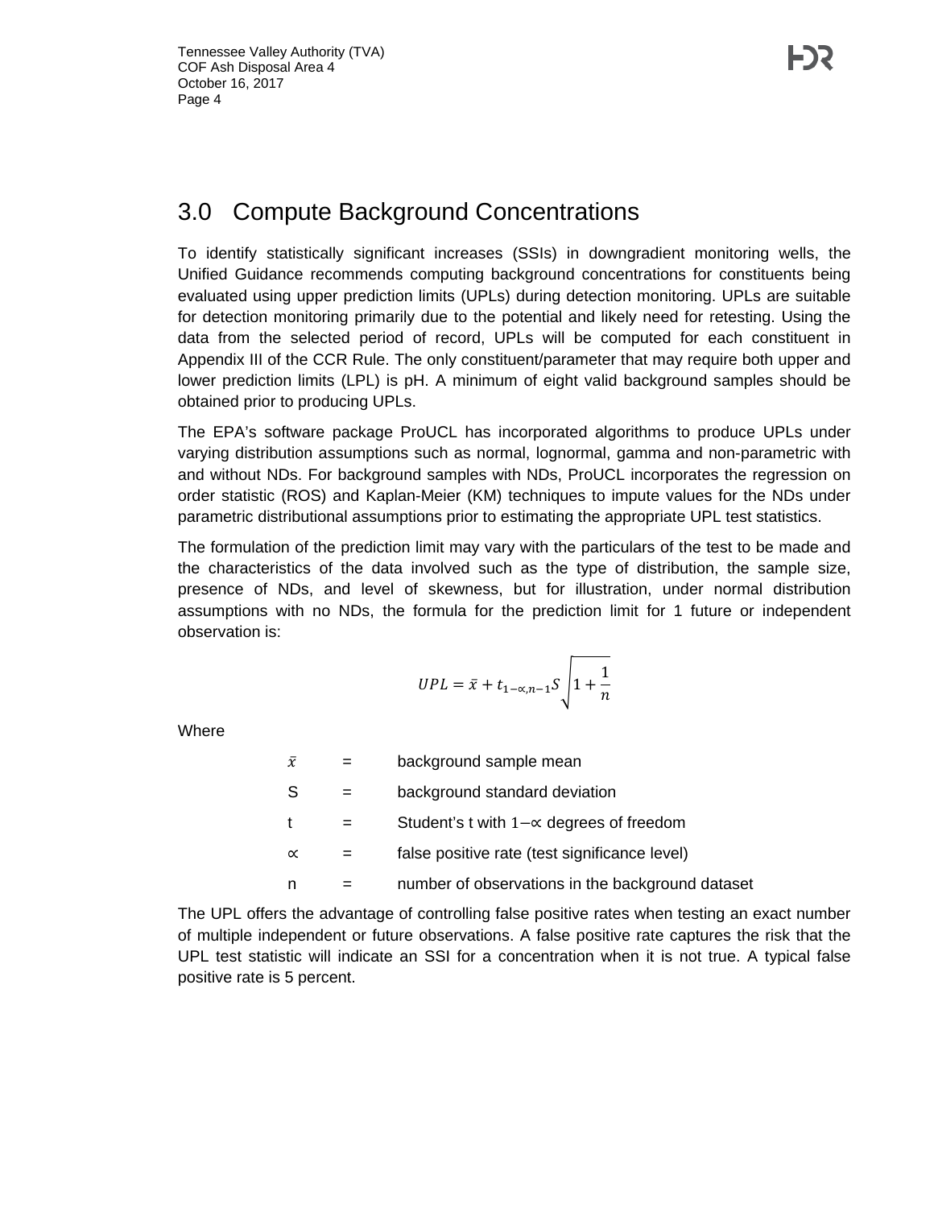## 3.0 Compute Background Concentrations

To identify statistically significant increases (SSIs) in downgradient monitoring wells, the Unified Guidance recommends computing background concentrations for constituents being evaluated using upper prediction limits (UPLs) during detection monitoring. UPLs are suitable for detection monitoring primarily due to the potential and likely need for retesting. Using the data from the selected period of record, UPLs will be computed for each constituent in Appendix III of the CCR Rule. The only constituent/parameter that may require both upper and lower prediction limits (LPL) is pH. A minimum of eight valid background samples should be obtained prior to producing UPLs.

The EPA's software package ProUCL has incorporated algorithms to produce UPLs under varying distribution assumptions such as normal, lognormal, gamma and non-parametric with and without NDs. For background samples with NDs, ProUCL incorporates the regression on order statistic (ROS) and Kaplan-Meier (KM) techniques to impute values for the NDs under parametric distributional assumptions prior to estimating the appropriate UPL test statistics.

The formulation of the prediction limit may vary with the particulars of the test to be made and the characteristics of the data involved such as the type of distribution, the sample size, presence of NDs, and level of skewness, but for illustration, under normal distribution assumptions with no NDs, the formula for the prediction limit for 1 future or independent observation is:

$$UPL = \bar{x} + t_{1-\propto,n-1} S \sqrt{1 + \frac{1}{n}}$$

Where

| | | |
|---|---|---|
| $\bar{x}$ | = | background sample mean |
| S | = | background standard deviation |
| t | = | Student's t with $1-\propto$ degrees of freedom |
| $\propto$ | = | false positive rate (test significance level) |
| n | = | number of observations in the background dataset |

The UPL offers the advantage of controlling false positive rates when testing an exact number of multiple independent or future observations. A false positive rate captures the risk that the UPL test statistic will indicate an SSI for a concentration when it is not true. A typical false positive rate is 5 percent.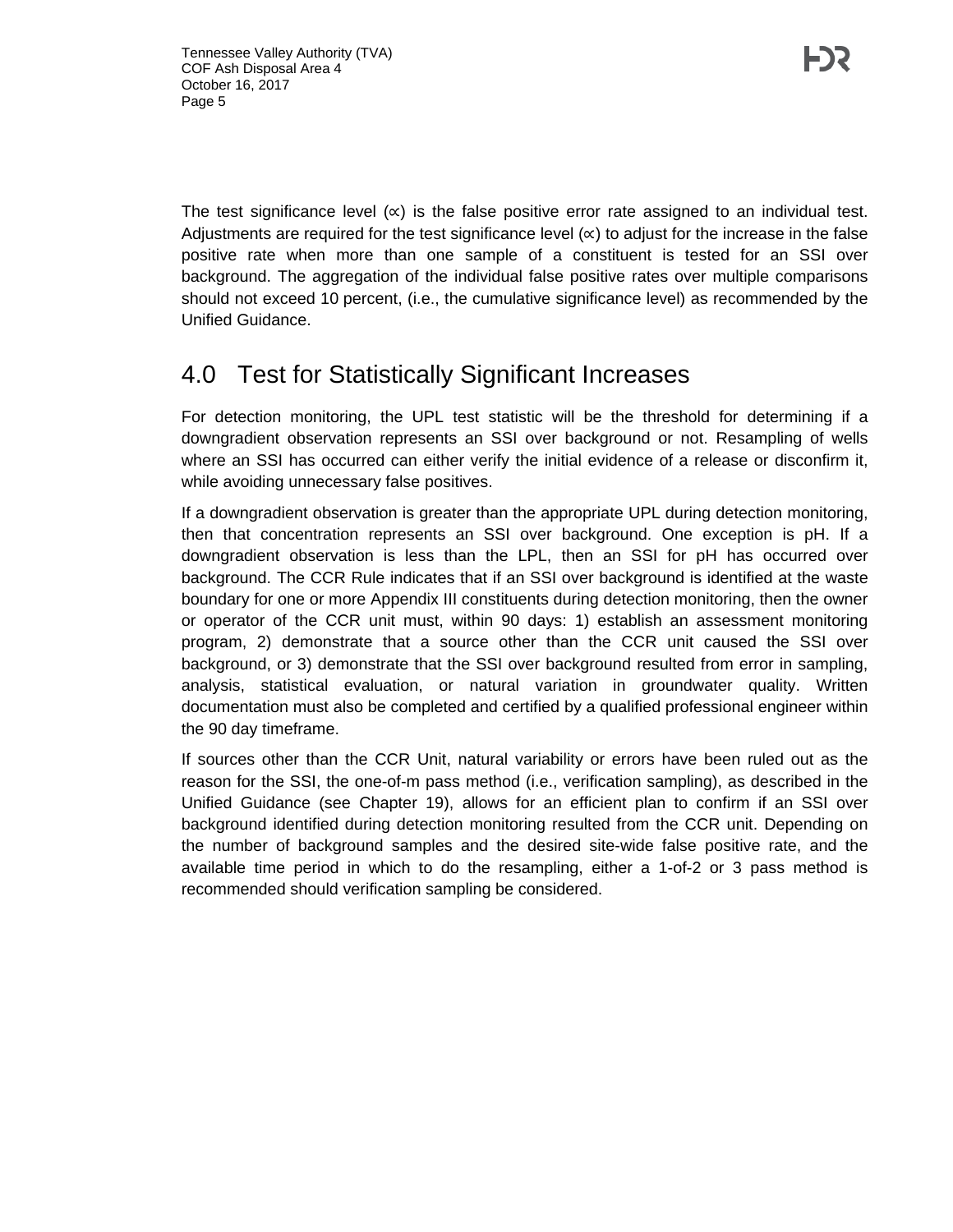The test significance level (∝) is the false positive error rate assigned to an individual test. Adjustments are required for the test significance level (∝) to adjust for the increase in the false positive rate when more than one sample of a constituent is tested for an SSI over background. The aggregation of the individual false positive rates over multiple comparisons should not exceed 10 percent, (i.e., the cumulative significance level) as recommended by the Unified Guidance.

# 4.0 Test for Statistically Significant Increases

For detection monitoring, the UPL test statistic will be the threshold for determining if a downgradient observation represents an SSI over background or not. Resampling of wells where an SSI has occurred can either verify the initial evidence of a release or disconfirm it, while avoiding unnecessary false positives.

If a downgradient observation is greater than the appropriate UPL during detection monitoring, then that concentration represents an SSI over background. One exception is pH. If a downgradient observation is less than the LPL, then an SSI for pH has occurred over background. The CCR Rule indicates that if an SSI over background is identified at the waste boundary for one or more Appendix III constituents during detection monitoring, then the owner or operator of the CCR unit must, within 90 days: 1) establish an assessment monitoring program, 2) demonstrate that a source other than the CCR unit caused the SSI over background, or 3) demonstrate that the SSI over background resulted from error in sampling, analysis, statistical evaluation, or natural variation in groundwater quality. Written documentation must also be completed and certified by a qualified professional engineer within the 90 day timeframe.

If sources other than the CCR Unit, natural variability or errors have been ruled out as the reason for the SSI, the one-of-m pass method (i.e., verification sampling), as described in the Unified Guidance (see Chapter 19), allows for an efficient plan to confirm if an SSI over background identified during detection monitoring resulted from the CCR unit. Depending on the number of background samples and the desired site-wide false positive rate, and the available time period in which to do the resampling, either a 1-of-2 or 3 pass method is recommended should verification sampling be considered.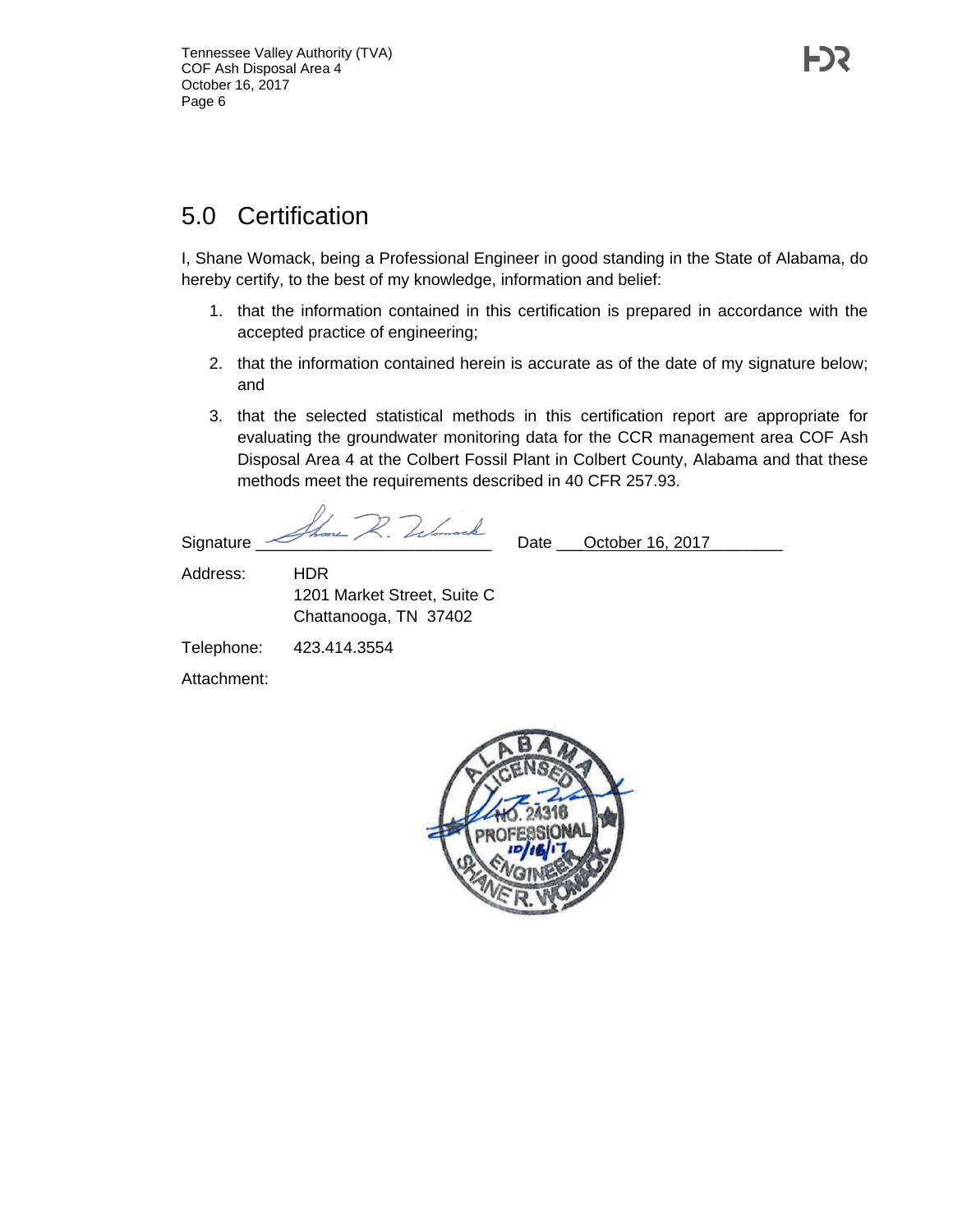## 5.0 Certification

I, Shane Womack, being a Professional Engineer in good standing in the State of Alabama, do hereby certify, to the best of my knowledge, information and belief:

1. that the information contained in this certification is prepared in accordance with the accepted practice of engineering;

2. that the information contained herein is accurate as of the date of my signature below; and

3. that the selected statistical methods in this certification report are appropriate for evaluating the groundwater monitoring data for the CCR management area COF Ash Disposal Area 4 at the Colbert Fossil Plant in Colbert County, Alabama and that these methods meet the requirements described in 40 CFR 257.93.

Signature _______________ Date October 16, 2017

Address: HDR
1201 Market Street, Suite C
Chattanooga, TN 37402

Telephone: 423.414.3554

Attachment:

ALABAMA LICENSED NO. 24316 PROFESSIONAL ENGINEER SHANE R. WOMACK 10/16/17